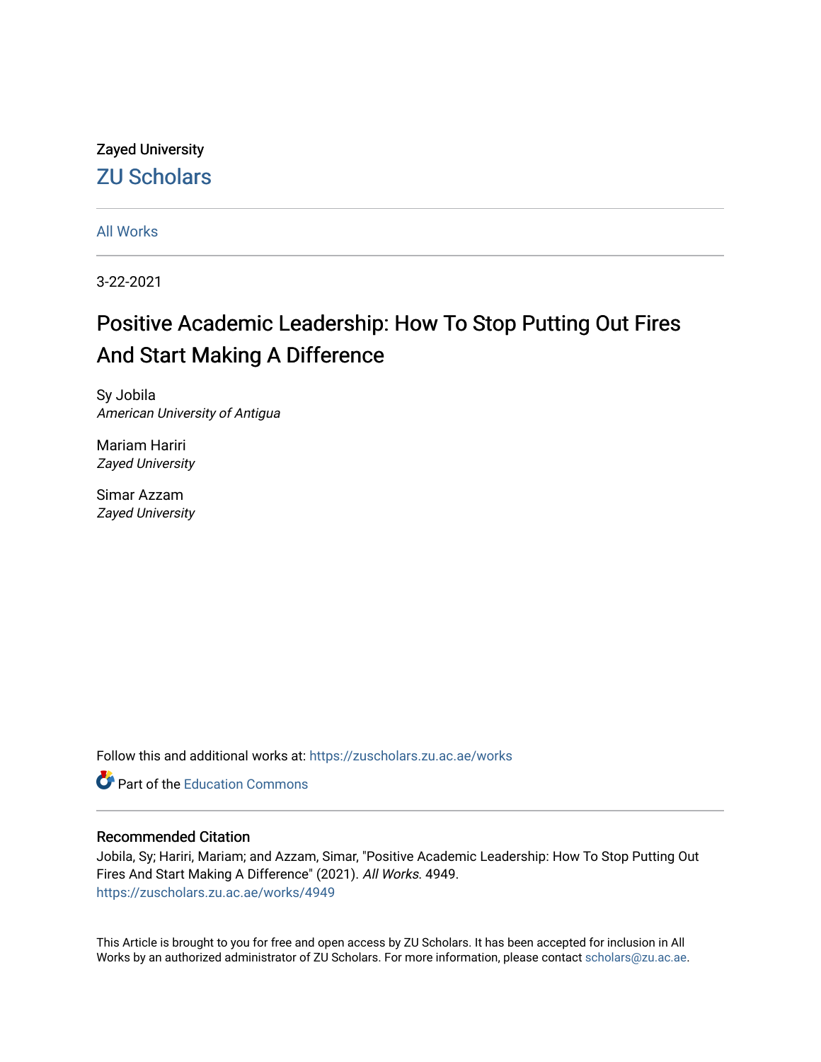Zayed University

ZU Scholars

All Works

3-22-2021

# Positive Academic Leadership: How To Stop Putting Out Fires And Start Making A Difference

Sy Jobila
*American University of Antigua*

Mariam Hariri
*Zayed University*

Simar Azzam
*Zayed University*

Follow this and additional works at: https://zuscholars.zu.ac.ae/works

Part of the Education Commons

## Recommended Citation

Jobila, Sy; Hariri, Mariam; and Azzam, Simar, "Positive Academic Leadership: How To Stop Putting Out Fires And Start Making A Difference" (2021). *All Works*. 4949.
https://zuscholars.zu.ac.ae/works/4949

This Article is brought to you for free and open access by ZU Scholars. It has been accepted for inclusion in All Works by an authorized administrator of ZU Scholars. For more information, please contact scholars@zu.ac.ae.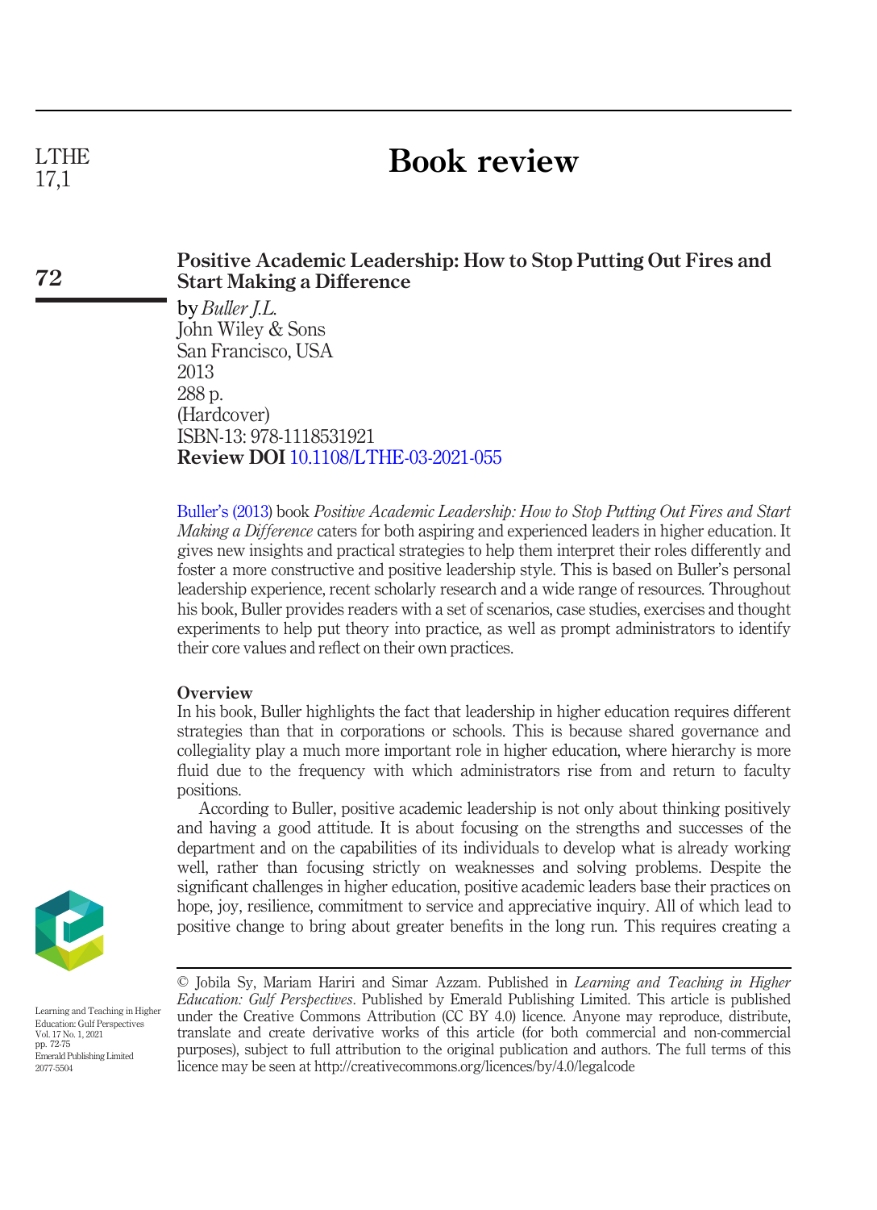# Book review

## Positive Academic Leadership: How to Stop Putting Out Fires and Start Making a Difference

by *Buller J.L.*
John Wiley & Sons
San Francisco, USA
2013
288 p.
(Hardcover)
ISBN-13: 978-1118531921
**Review DOI** 10.1108/LTHE-03-2021-055

Buller's (2013) book *Positive Academic Leadership: How to Stop Putting Out Fires and Start Making a Difference* caters for both aspiring and experienced leaders in higher education. It gives new insights and practical strategies to help them interpret their roles differently and foster a more constructive and positive leadership style. This is based on Buller's personal leadership experience, recent scholarly research and a wide range of resources. Throughout his book, Buller provides readers with a set of scenarios, case studies, exercises and thought experiments to help put theory into practice, as well as prompt administrators to identify their core values and reflect on their own practices.

### Overview

In his book, Buller highlights the fact that leadership in higher education requires different strategies than that in corporations or schools. This is because shared governance and collegiality play a much more important role in higher education, where hierarchy is more fluid due to the frequency with which administrators rise from and return to faculty positions.

According to Buller, positive academic leadership is not only about thinking positively and having a good attitude. It is about focusing on the strengths and successes of the department and on the capabilities of its individuals to develop what is already working well, rather than focusing strictly on weaknesses and solving problems. Despite the significant challenges in higher education, positive academic leaders base their practices on hope, joy, resilience, commitment to service and appreciative inquiry. All of which lead to positive change to bring about greater benefits in the long run. This requires creating a

© Jobila Sy, Mariam Hariri and Simar Azzam. Published in *Learning and Teaching in Higher Education: Gulf Perspectives*. Published by Emerald Publishing Limited. This article is published under the Creative Commons Attribution (CC BY 4.0) licence. Anyone may reproduce, distribute, translate and create derivative works of this article (for both commercial and non-commercial purposes), subject to full attribution to the original publication and authors. The full terms of this licence may be seen at http://creativecommons.org/licences/by/4.0/legalcode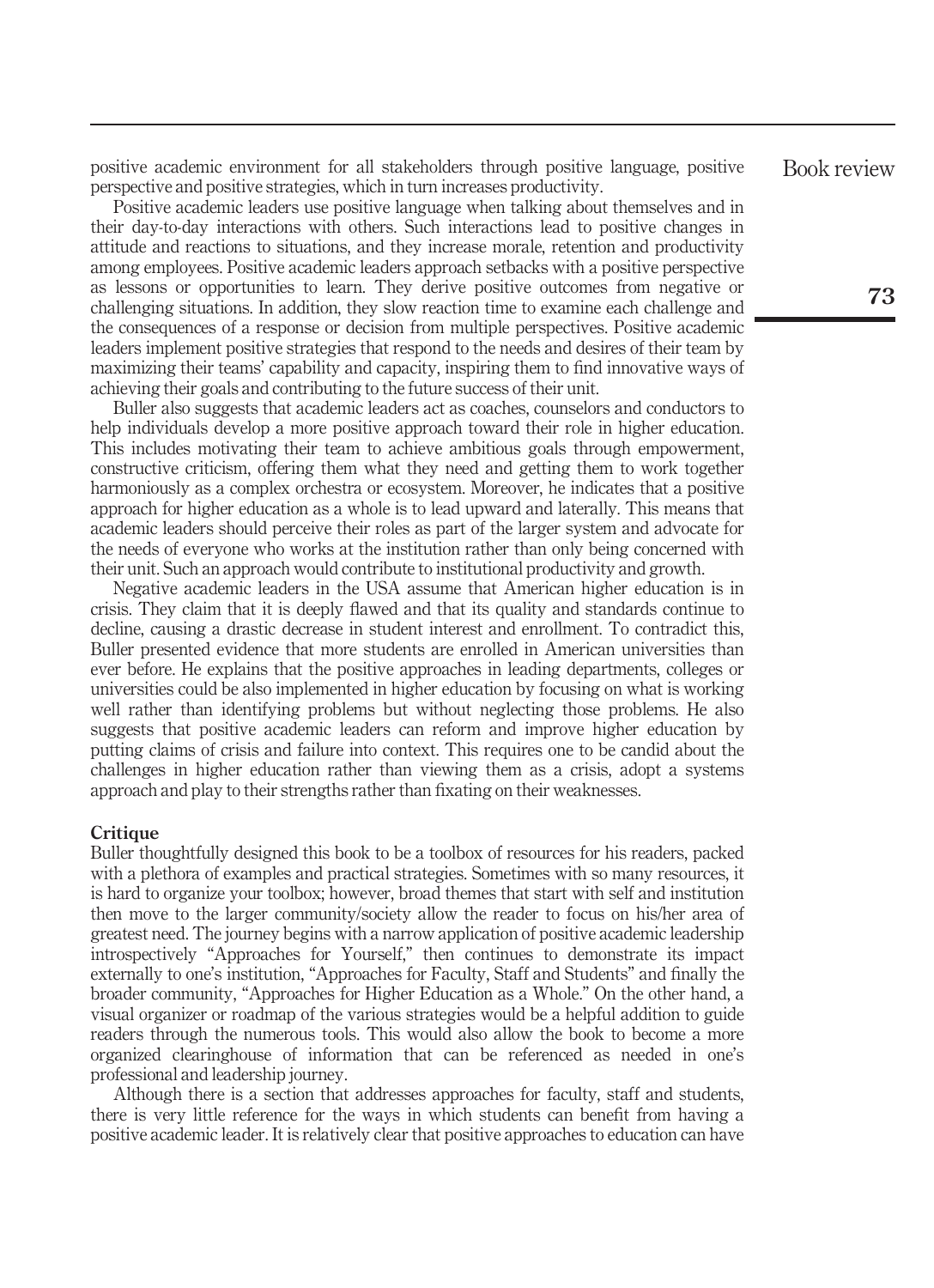positive academic environment for all stakeholders through positive language, positive perspective and positive strategies, which in turn increases productivity.

Positive academic leaders use positive language when talking about themselves and in their day-to-day interactions with others. Such interactions lead to positive changes in attitude and reactions to situations, and they increase morale, retention and productivity among employees. Positive academic leaders approach setbacks with a positive perspective as lessons or opportunities to learn. They derive positive outcomes from negative or challenging situations. In addition, they slow reaction time to examine each challenge and the consequences of a response or decision from multiple perspectives. Positive academic leaders implement positive strategies that respond to the needs and desires of their team by maximizing their teams' capability and capacity, inspiring them to find innovative ways of achieving their goals and contributing to the future success of their unit.

Buller also suggests that academic leaders act as coaches, counselors and conductors to help individuals develop a more positive approach toward their role in higher education. This includes motivating their team to achieve ambitious goals through empowerment, constructive criticism, offering them what they need and getting them to work together harmoniously as a complex orchestra or ecosystem. Moreover, he indicates that a positive approach for higher education as a whole is to lead upward and laterally. This means that academic leaders should perceive their roles as part of the larger system and advocate for the needs of everyone who works at the institution rather than only being concerned with their unit. Such an approach would contribute to institutional productivity and growth.

Negative academic leaders in the USA assume that American higher education is in crisis. They claim that it is deeply flawed and that its quality and standards continue to decline, causing a drastic decrease in student interest and enrollment. To contradict this, Buller presented evidence that more students are enrolled in American universities than ever before. He explains that the positive approaches in leading departments, colleges or universities could be also implemented in higher education by focusing on what is working well rather than identifying problems but without neglecting those problems. He also suggests that positive academic leaders can reform and improve higher education by putting claims of crisis and failure into context. This requires one to be candid about the challenges in higher education rather than viewing them as a crisis, adopt a systems approach and play to their strengths rather than fixating on their weaknesses.

## Critique

Buller thoughtfully designed this book to be a toolbox of resources for his readers, packed with a plethora of examples and practical strategies. Sometimes with so many resources, it is hard to organize your toolbox; however, broad themes that start with self and institution then move to the larger community/society allow the reader to focus on his/her area of greatest need. The journey begins with a narrow application of positive academic leadership introspectively "Approaches for Yourself," then continues to demonstrate its impact externally to one's institution, "Approaches for Faculty, Staff and Students" and finally the broader community, "Approaches for Higher Education as a Whole." On the other hand, a visual organizer or roadmap of the various strategies would be a helpful addition to guide readers through the numerous tools. This would also allow the book to become a more organized clearinghouse of information that can be referenced as needed in one's professional and leadership journey.

Although there is a section that addresses approaches for faculty, staff and students, there is very little reference for the ways in which students can benefit from having a positive academic leader. It is relatively clear that positive approaches to education can have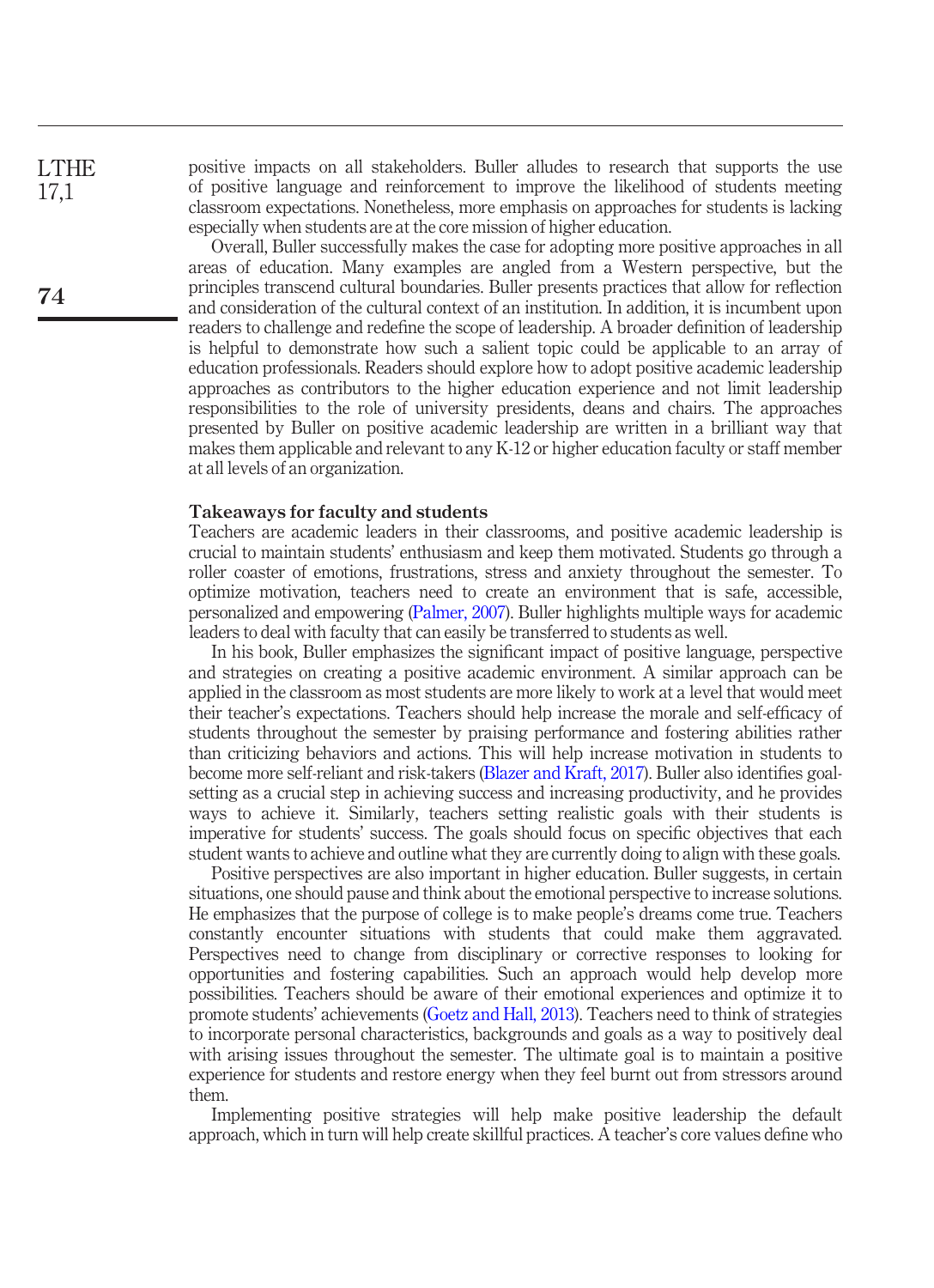positive impacts on all stakeholders. Buller alludes to research that supports the use of positive language and reinforcement to improve the likelihood of students meeting classroom expectations. Nonetheless, more emphasis on approaches for students is lacking especially when students are at the core mission of higher education.

Overall, Buller successfully makes the case for adopting more positive approaches in all areas of education. Many examples are angled from a Western perspective, but the principles transcend cultural boundaries. Buller presents practices that allow for reflection and consideration of the cultural context of an institution. In addition, it is incumbent upon readers to challenge and redefine the scope of leadership. A broader definition of leadership is helpful to demonstrate how such a salient topic could be applicable to an array of education professionals. Readers should explore how to adopt positive academic leadership approaches as contributors to the higher education experience and not limit leadership responsibilities to the role of university presidents, deans and chairs. The approaches presented by Buller on positive academic leadership are written in a brilliant way that makes them applicable and relevant to any K-12 or higher education faculty or staff member at all levels of an organization.

### Takeaways for faculty and students

Teachers are academic leaders in their classrooms, and positive academic leadership is crucial to maintain students' enthusiasm and keep them motivated. Students go through a roller coaster of emotions, frustrations, stress and anxiety throughout the semester. To optimize motivation, teachers need to create an environment that is safe, accessible, personalized and empowering (Palmer, 2007). Buller highlights multiple ways for academic leaders to deal with faculty that can easily be transferred to students as well.

In his book, Buller emphasizes the significant impact of positive language, perspective and strategies on creating a positive academic environment. A similar approach can be applied in the classroom as most students are more likely to work at a level that would meet their teacher's expectations. Teachers should help increase the morale and self-efficacy of students throughout the semester by praising performance and fostering abilities rather than criticizing behaviors and actions. This will help increase motivation in students to become more self-reliant and risk-takers (Blazer and Kraft, 2017). Buller also identifies goal-setting as a crucial step in achieving success and increasing productivity, and he provides ways to achieve it. Similarly, teachers setting realistic goals with their students is imperative for students' success. The goals should focus on specific objectives that each student wants to achieve and outline what they are currently doing to align with these goals.

Positive perspectives are also important in higher education. Buller suggests, in certain situations, one should pause and think about the emotional perspective to increase solutions. He emphasizes that the purpose of college is to make people's dreams come true. Teachers constantly encounter situations with students that could make them aggravated. Perspectives need to change from disciplinary or corrective responses to looking for opportunities and fostering capabilities. Such an approach would help develop more possibilities. Teachers should be aware of their emotional experiences and optimize it to promote students' achievements (Goetz and Hall, 2013). Teachers need to think of strategies to incorporate personal characteristics, backgrounds and goals as a way to positively deal with arising issues throughout the semester. The ultimate goal is to maintain a positive experience for students and restore energy when they feel burnt out from stressors around them.

Implementing positive strategies will help make positive leadership the default approach, which in turn will help create skillful practices. A teacher's core values define who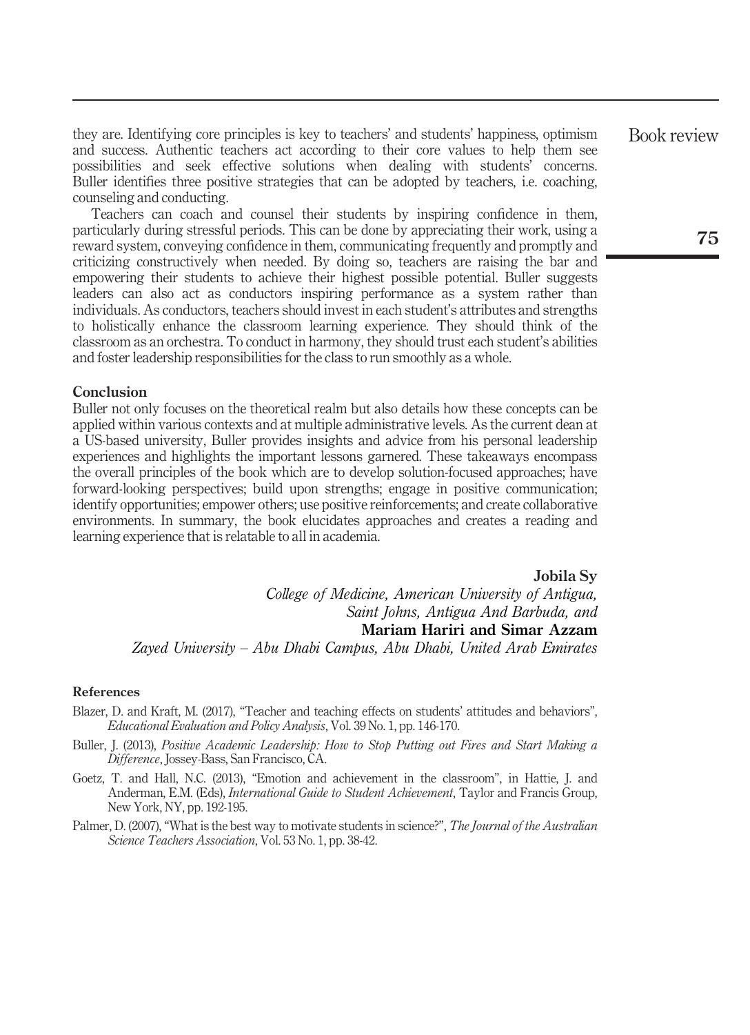they are. Identifying core principles is key to teachers' and students' happiness, optimism and success. Authentic teachers act according to their core values to help them see possibilities and seek effective solutions when dealing with students' concerns. Buller identifies three positive strategies that can be adopted by teachers, i.e. coaching, counseling and conducting.

Teachers can coach and counsel their students by inspiring confidence in them, particularly during stressful periods. This can be done by appreciating their work, using a reward system, conveying confidence in them, communicating frequently and promptly and criticizing constructively when needed. By doing so, teachers are raising the bar and empowering their students to achieve their highest possible potential. Buller suggests leaders can also act as conductors inspiring performance as a system rather than individuals. As conductors, teachers should invest in each student's attributes and strengths to holistically enhance the classroom learning experience. They should think of the classroom as an orchestra. To conduct in harmony, they should trust each student's abilities and foster leadership responsibilities for the class to run smoothly as a whole.

### Conclusion

Buller not only focuses on the theoretical realm but also details how these concepts can be applied within various contexts and at multiple administrative levels. As the current dean at a US-based university, Buller provides insights and advice from his personal leadership experiences and highlights the important lessons garnered. These takeaways encompass the overall principles of the book which are to develop solution-focused approaches; have forward-looking perspectives; build upon strengths; engage in positive communication; identify opportunities; empower others; use positive reinforcements; and create collaborative environments. In summary, the book elucidates approaches and creates a reading and learning experience that is relatable to all in academia.

**Jobila Sy**
*College of Medicine, American University of Antigua, Saint Johns, Antigua And Barbuda, and*
**Mariam Hariri and Simar Azzam**
*Zayed University – Abu Dhabi Campus, Abu Dhabi, United Arab Emirates*

### References

Blazer, D. and Kraft, M. (2017), "Teacher and teaching effects on students' attitudes and behaviors", *Educational Evaluation and Policy Analysis*, Vol. 39 No. 1, pp. 146-170.

Buller, J. (2013), *Positive Academic Leadership: How to Stop Putting out Fires and Start Making a Difference*, Jossey-Bass, San Francisco, CA.

Goetz, T. and Hall, N.C. (2013), "Emotion and achievement in the classroom", in Hattie, J. and Anderman, E.M. (Eds), *International Guide to Student Achievement*, Taylor and Francis Group, New York, NY, pp. 192-195.

Palmer, D. (2007), "What is the best way to motivate students in science?", *The Journal of the Australian Science Teachers Association*, Vol. 53 No. 1, pp. 38-42.